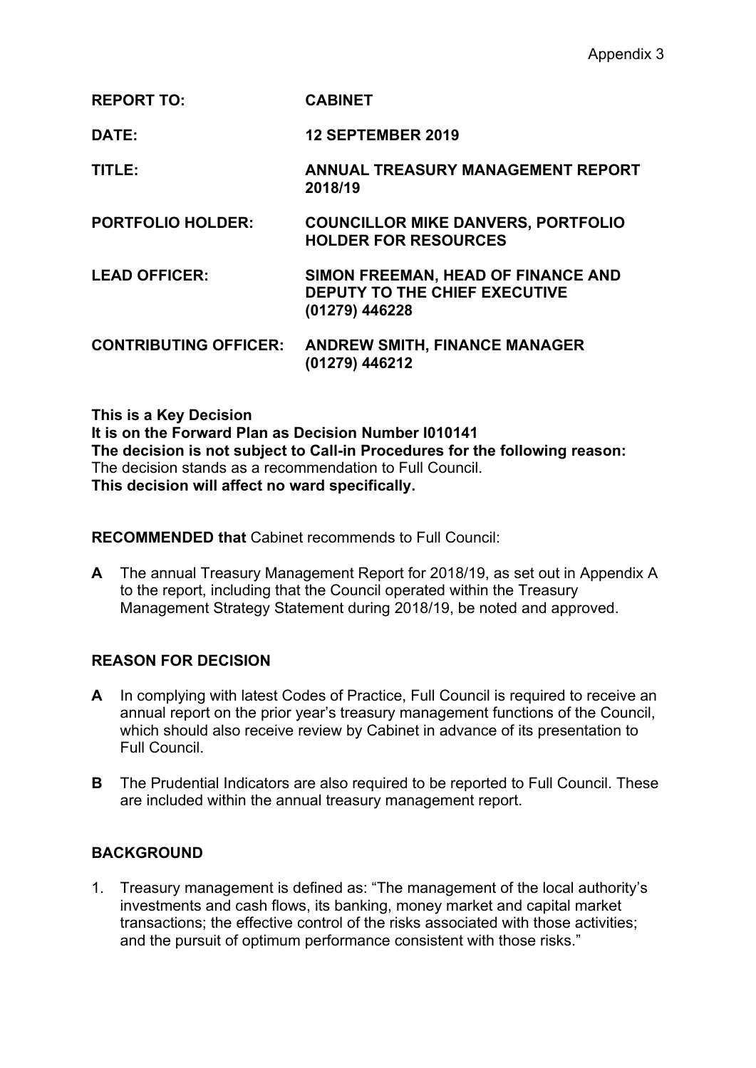Appendix 3

| | |
|---|---|
| **REPORT TO:** | **CABINET** |
| **DATE:** | **12 SEPTEMBER 2019** |
| **TITLE:** | **ANNUAL TREASURY MANAGEMENT REPORT 2018/19** |
| **PORTFOLIO HOLDER:** | **COUNCILLOR MIKE DANVERS, PORTFOLIO HOLDER FOR RESOURCES** |
| **LEAD OFFICER:** | **SIMON FREEMAN, HEAD OF FINANCE AND DEPUTY TO THE CHIEF EXECUTIVE (01279) 446228** |
| **CONTRIBUTING OFFICER:** | **ANDREW SMITH, FINANCE MANAGER (01279) 446212** |

**This is a Key Decision**
**It is on the Forward Plan as Decision Number I010141**
**The decision is not subject to Call-in Procedures for the following reason:**
The decision stands as a recommendation to Full Council.
**This decision will affect no ward specifically.**

**RECOMMENDED that** Cabinet recommends to Full Council:

**A** The annual Treasury Management Report for 2018/19, as set out in Appendix A to the report, including that the Council operated within the Treasury Management Strategy Statement during 2018/19, be noted and approved.

## REASON FOR DECISION

**A** In complying with latest Codes of Practice, Full Council is required to receive an annual report on the prior year's treasury management functions of the Council, which should also receive review by Cabinet in advance of its presentation to Full Council.

**B** The Prudential Indicators are also required to be reported to Full Council. These are included within the annual treasury management report.

## BACKGROUND

1. Treasury management is defined as: "The management of the local authority's investments and cash flows, its banking, money market and capital market transactions; the effective control of the risks associated with those activities; and the pursuit of optimum performance consistent with those risks."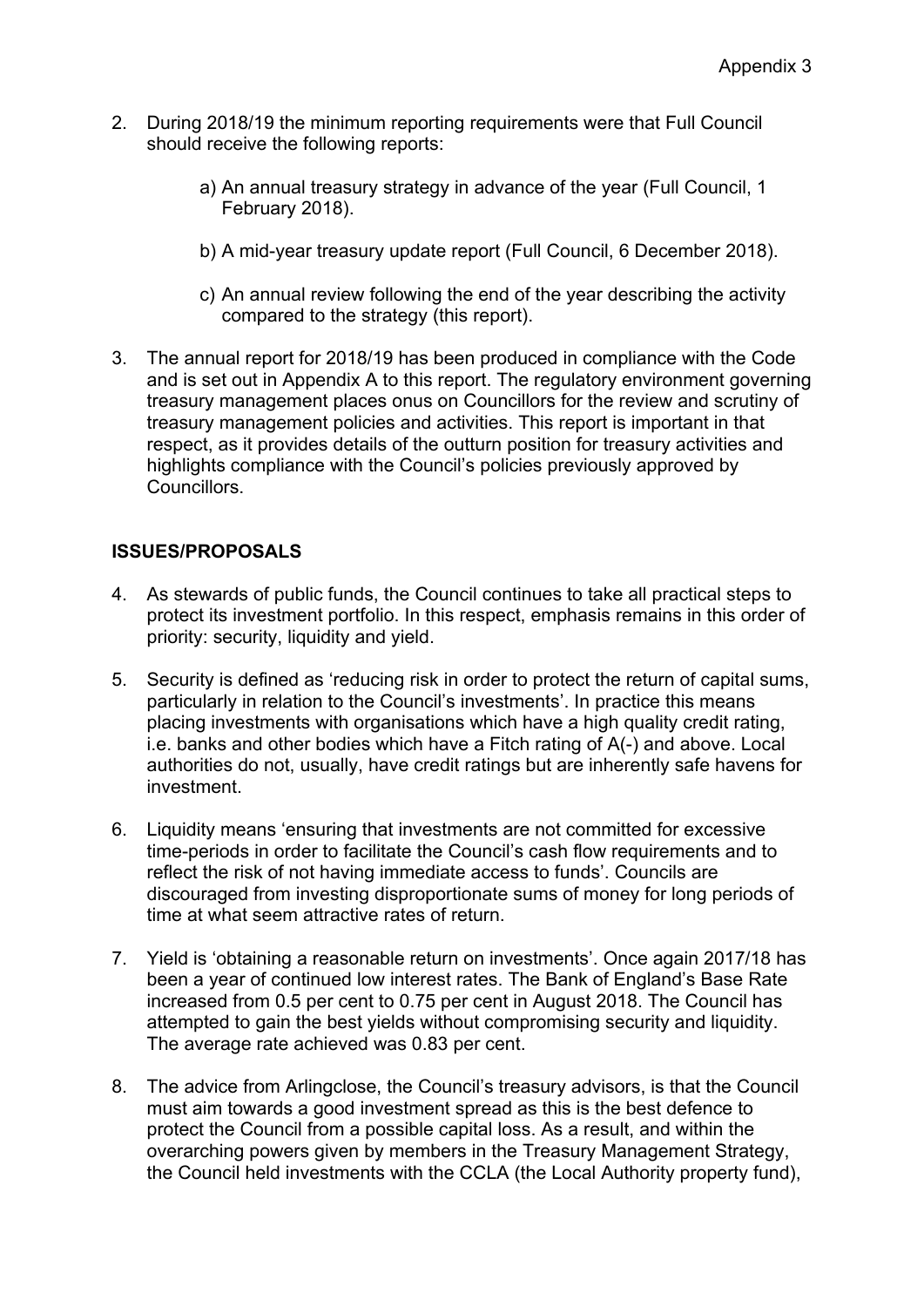2. During 2018/19 the minimum reporting requirements were that Full Council should receive the following reports:

    a) An annual treasury strategy in advance of the year (Full Council, 1 February 2018).

    b) A mid-year treasury update report (Full Council, 6 December 2018).

    c) An annual review following the end of the year describing the activity compared to the strategy (this report).

3. The annual report for 2018/19 has been produced in compliance with the Code and is set out in Appendix A to this report. The regulatory environment governing treasury management places onus on Councillors for the review and scrutiny of treasury management policies and activities. This report is important in that respect, as it provides details of the outturn position for treasury activities and highlights compliance with the Council's policies previously approved by Councillors.

**ISSUES/PROPOSALS**

4. As stewards of public funds, the Council continues to take all practical steps to protect its investment portfolio. In this respect, emphasis remains in this order of priority: security, liquidity and yield.

5. Security is defined as 'reducing risk in order to protect the return of capital sums, particularly in relation to the Council's investments'. In practice this means placing investments with organisations which have a high quality credit rating, i.e. banks and other bodies which have a Fitch rating of A(-) and above. Local authorities do not, usually, have credit ratings but are inherently safe havens for investment.

6. Liquidity means 'ensuring that investments are not committed for excessive time-periods in order to facilitate the Council's cash flow requirements and to reflect the risk of not having immediate access to funds'. Councils are discouraged from investing disproportionate sums of money for long periods of time at what seem attractive rates of return.

7. Yield is 'obtaining a reasonable return on investments'. Once again 2017/18 has been a year of continued low interest rates. The Bank of England's Base Rate increased from 0.5 per cent to 0.75 per cent in August 2018. The Council has attempted to gain the best yields without compromising security and liquidity. The average rate achieved was 0.83 per cent.

8. The advice from Arlingclose, the Council's treasury advisors, is that the Council must aim towards a good investment spread as this is the best defence to protect the Council from a possible capital loss. As a result, and within the overarching powers given by members in the Treasury Management Strategy, the Council held investments with the CCLA (the Local Authority property fund),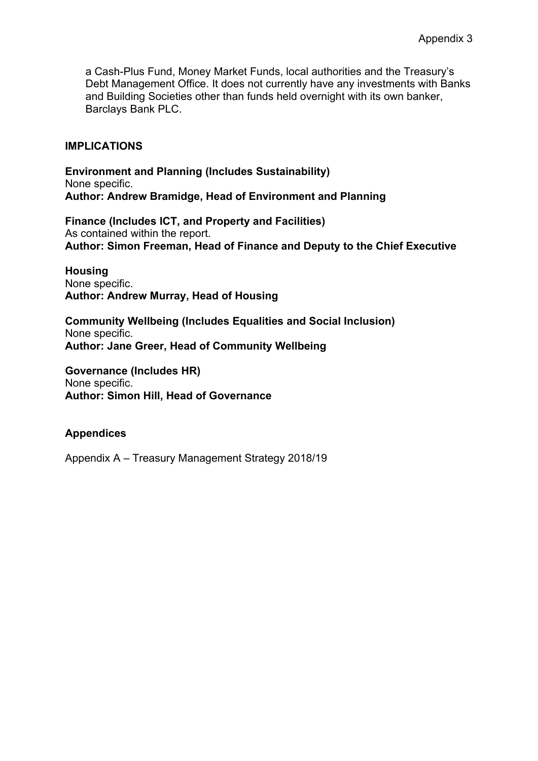a Cash-Plus Fund, Money Market Funds, local authorities and the Treasury's Debt Management Office. It does not currently have any investments with Banks and Building Societies other than funds held overnight with its own banker, Barclays Bank PLC.

## IMPLICATIONS

**Environment and Planning (Includes Sustainability)**
None specific.
**Author: Andrew Bramidge, Head of Environment and Planning**

**Finance (Includes ICT, and Property and Facilities)**
As contained within the report.
**Author: Simon Freeman, Head of Finance and Deputy to the Chief Executive**

**Housing**
None specific.
**Author: Andrew Murray, Head of Housing**

**Community Wellbeing (Includes Equalities and Social Inclusion)**
None specific.
**Author: Jane Greer, Head of Community Wellbeing**

**Governance (Includes HR)**
None specific.
**Author: Simon Hill, Head of Governance**

## Appendices

Appendix A – Treasury Management Strategy 2018/19